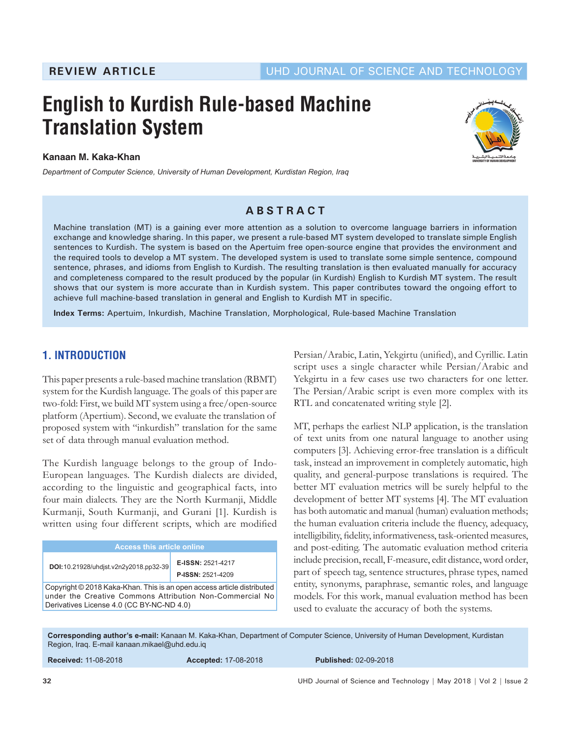REVIEW ARTICLE

UHD JOURNAL OF SCIENCE AND TECHNOLOGY

# English to Kurdish Rule-based Machine Translation System

**Kanaan M. Kaka-Khan**

*Department of Computer Science, University of Human Development, Kurdistan Region, Iraq*

## ABSTRACT

Machine translation (MT) is a gaining ever more attention as a solution to overcome language barriers in information exchange and knowledge sharing. In this paper, we present a rule-based MT system developed to translate simple English sentences to Kurdish. The system is based on the Apertuim free open-source engine that provides the environment and the required tools to develop a MT system. The developed system is used to translate some simple sentence, compound sentence, phrases, and idioms from English to Kurdish. The resulting translation is then evaluated manually for accuracy and completeness compared to the result produced by the popular (in Kurdish) English to Kurdish MT system. The result shows that our system is more accurate than in Kurdish system. This paper contributes toward the ongoing effort to achieve full machine-based translation in general and English to Kurdish MT in specific.

**Index Terms:** Apertuim, Inkurdish, Machine Translation, Morphological, Rule-based Machine Translation

## 1. INTRODUCTION

This paper presents a rule-based machine translation (RBMT) system for the Kurdish language. The goals of this paper are two-fold: First, we build MT system using a free/open-source platform (Apertium). Second, we evaluate the translation of proposed system with "inkurdish" translation for the same set of data through manual evaluation method.

The Kurdish language belongs to the group of Indo-European languages. The Kurdish dialects are divided, according to the linguistic and geographical facts, into four main dialects. They are the North Kurmanji, Middle Kurmanji, South Kurmanji, and Gurani [1]. Kurdish is written using four different scripts, which are modified Persian/Arabic, Latin, Yekgirtu (unified), and Cyrillic. Latin script uses a single character while Persian/Arabic and Yekgirtu in a few cases use two characters for one letter. The Persian/Arabic script is even more complex with its RTL and concatenated writing style [2].

MT, perhaps the earliest NLP application, is the translation of text units from one natural language to another using computers [3]. Achieving error-free translation is a difficult task, instead an improvement in completely automatic, high quality, and general-purpose translations is required. The better MT evaluation metrics will be surely helpful to the development of better MT systems [4]. The MT evaluation has both automatic and manual (human) evaluation methods; the human evaluation criteria include the fluency, adequacy, intelligibility, fidelity, informativeness, task-oriented measures, and post-editing. The automatic evaluation method criteria include precision, recall, F-measure, edit distance, word order, part of speech tag, sentence structures, phrase types, named entity, synonyms, paraphrase, semantic roles, and language models. For this work, manual evaluation method has been used to evaluate the accuracy of both the systems.

| Access this article online | |
|---|---|
| DOI:10.21928/uhdjst.v2n2y2018.pp32-39 | E-ISSN: 2521-4217<br>P-ISSN: 2521-4209 |

Copyright © 2018 Kaka-Khan. This is an open access article distributed under the Creative Commons Attribution Non-Commercial No Derivatives License 4.0 (CC BY-NC-ND 4.0)

**Corresponding author's e-mail:** Kanaan M. Kaka-Khan, Department of Computer Science, University of Human Development, Kurdistan Region, Iraq. E-mail kanaan.mikael@uhd.edu.iq

**Received:** 11-08-2018 **Accepted:** 17-08-2018 **Published:** 02-09-2018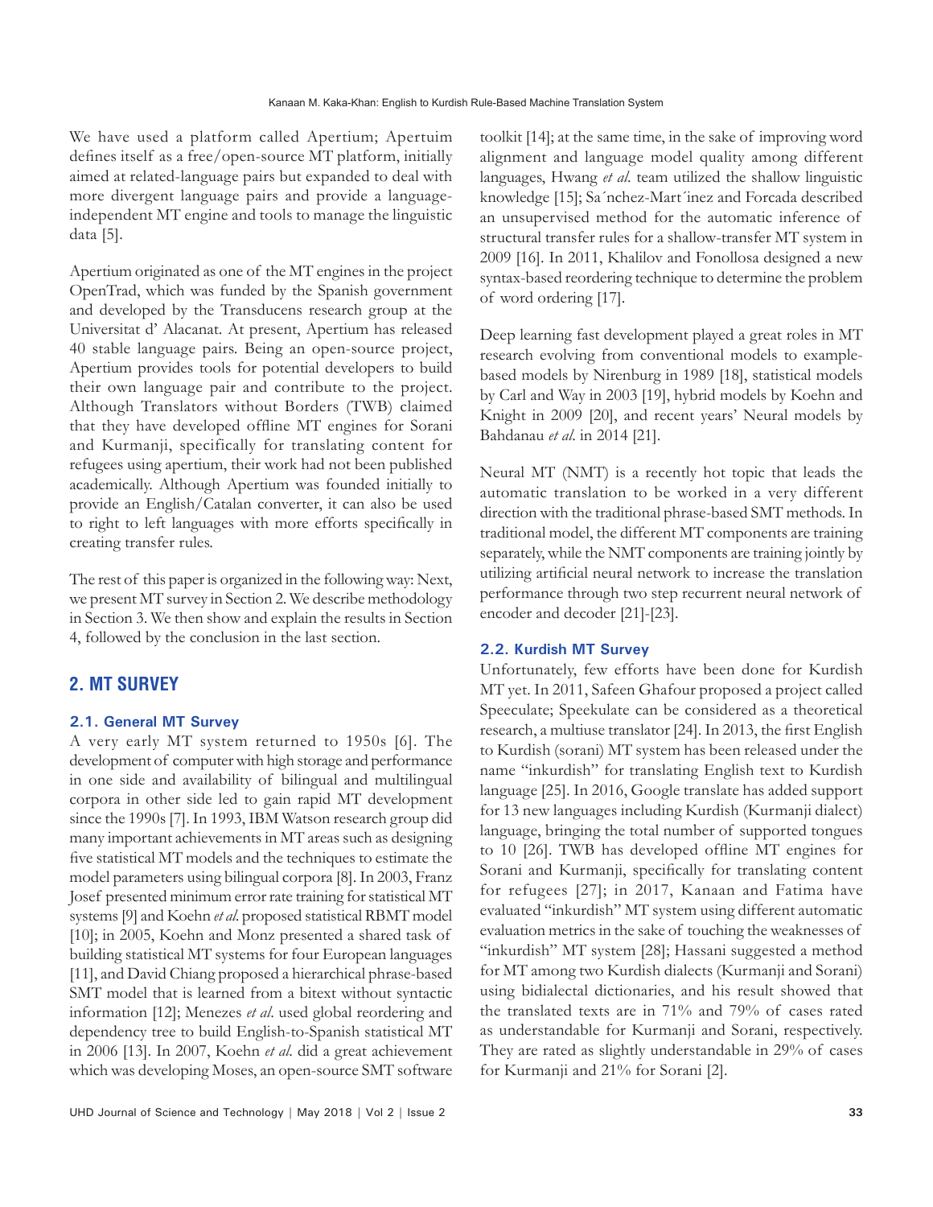We have used a platform called Apertium; Apertuim defines itself as a free/open-source MT platform, initially aimed at related-language pairs but expanded to deal with more divergent language pairs and provide a language-independent MT engine and tools to manage the linguistic data [5].

Apertium originated as one of the MT engines in the project OpenTrad, which was funded by the Spanish government and developed by the Transducens research group at the Universitat d' Alacanat. At present, Apertium has released 40 stable language pairs. Being an open-source project, Apertium provides tools for potential developers to build their own language pair and contribute to the project. Although Translators without Borders (TWB) claimed that they have developed offline MT engines for Sorani and Kurmanji, specifically for translating content for refugees using apertium, their work had not been published academically. Although Apertium was founded initially to provide an English/Catalan converter, it can also be used to right to left languages with more efforts specifically in creating transfer rules.

The rest of this paper is organized in the following way: Next, we present MT survey in Section 2. We describe methodology in Section 3. We then show and explain the results in Section 4, followed by the conclusion in the last section.

## 2. MT SURVEY

### 2.1. General MT Survey

A very early MT system returned to 1950s [6]. The development of computer with high storage and performance in one side and availability of bilingual and multilingual corpora in other side led to gain rapid MT development since the 1990s [7]. In 1993, IBM Watson research group did many important achievements in MT areas such as designing five statistical MT models and the techniques to estimate the model parameters using bilingual corpora [8]. In 2003, Franz Josef presented minimum error rate training for statistical MT systems [9] and Koehn *et al.* proposed statistical RBMT model [10]; in 2005, Koehn and Monz presented a shared task of building statistical MT systems for four European languages [11], and David Chiang proposed a hierarchical phrase-based SMT model that is learned from a bitext without syntactic information [12]; Menezes *et al.* used global reordering and dependency tree to build English-to-Spanish statistical MT in 2006 [13]. In 2007, Koehn *et al.* did a great achievement which was developing Moses, an open-source SMT software toolkit [14]; at the same time, in the sake of improving word alignment and language model quality among different languages, Hwang *et al.* team utilized the shallow linguistic knowledge [15]; Sa´nchez-Mart´inez and Forcada described an unsupervised method for the automatic inference of structural transfer rules for a shallow-transfer MT system in 2009 [16]. In 2011, Khalilov and Fonollosa designed a new syntax-based reordering technique to determine the problem of word ordering [17].

Deep learning fast development played a great roles in MT research evolving from conventional models to example-based models by Nirenburg in 1989 [18], statistical models by Carl and Way in 2003 [19], hybrid models by Koehn and Knight in 2009 [20], and recent years' Neural models by Bahdanau *et al.* in 2014 [21].

Neural MT (NMT) is a recently hot topic that leads the automatic translation to be worked in a very different direction with the traditional phrase-based SMT methods. In traditional model, the different MT components are training separately, while the NMT components are training jointly by utilizing artificial neural network to increase the translation performance through two step recurrent neural network of encoder and decoder [21]-[23].

### 2.2. Kurdish MT Survey

Unfortunately, few efforts have been done for Kurdish MT yet. In 2011, Safeen Ghafour proposed a project called Speeculate; Speekulate can be considered as a theoretical research, a multiuse translator [24]. In 2013, the first English to Kurdish (sorani) MT system has been released under the name "inkurdish" for translating English text to Kurdish language [25]. In 2016, Google translate has added support for 13 new languages including Kurdish (Kurmanji dialect) language, bringing the total number of supported tongues to 10 [26]. TWB has developed offline MT engines for Sorani and Kurmanji, specifically for translating content for refugees [27]; in 2017, Kanaan and Fatima have evaluated "inkurdish" MT system using different automatic evaluation metrics in the sake of touching the weaknesses of "inkurdish" MT system [28]; Hassani suggested a method for MT among two Kurdish dialects (Kurmanji and Sorani) using bidialectal dictionaries, and his result showed that the translated texts are in 71% and 79% of cases rated as understandable for Kurmanji and Sorani, respectively. They are rated as slightly understandable in 29% of cases for Kurmanji and 21% for Sorani [2].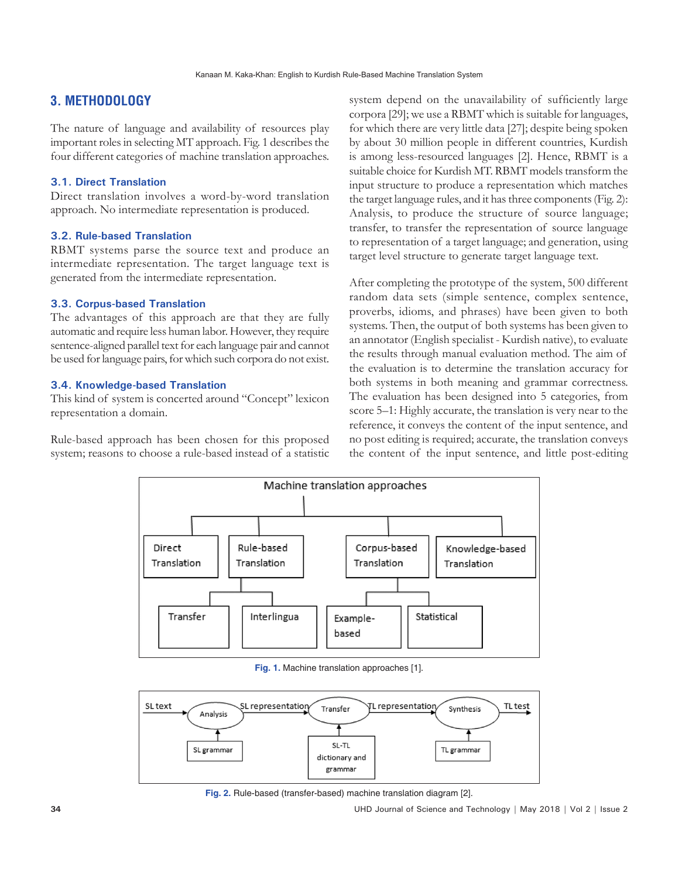## 3. METHODOLOGY

The nature of language and availability of resources play important roles in selecting MT approach. Fig. 1 describes the four different categories of machine translation approaches.

### 3.1. Direct Translation

Direct translation involves a word-by-word translation approach. No intermediate representation is produced.

### 3.2. Rule-based Translation

RBMT systems parse the source text and produce an intermediate representation. The target language text is generated from the intermediate representation.

### 3.3. Corpus-based Translation

The advantages of this approach are that they are fully automatic and require less human labor. However, they require sentence-aligned parallel text for each language pair and cannot be used for language pairs, for which such corpora do not exist.

### 3.4. Knowledge-based Translation

This kind of system is concerted around "Concept" lexicon representation a domain.

Rule-based approach has been chosen for this proposed system; reasons to choose a rule-based instead of a statistic system depend on the unavailability of sufficiently large corpora [29]; we use a RBMT which is suitable for languages, for which there are very little data [27]; despite being spoken by about 30 million people in different countries, Kurdish is among less-resourced languages [2]. Hence, RBMT is a suitable choice for Kurdish MT. RBMT models transform the input structure to produce a representation which matches the target language rules, and it has three components (Fig. 2): Analysis, to produce the structure of source language; transfer, to transfer the representation of source language to representation of a target language; and generation, using target level structure to generate target language text.

After completing the prototype of the system, 500 different random data sets (simple sentence, complex sentence, proverbs, idioms, and phrases) have been given to both systems. Then, the output of both systems has been given to an annotator (English specialist - Kurdish native), to evaluate the results through manual evaluation method. The aim of the evaluation is to determine the translation accuracy for both systems in both meaning and grammar correctness. The evaluation has been designed into 5 categories, from score 5–1: Highly accurate, the translation is very near to the reference, it conveys the content of the input sentence, and no post editing is required; accurate, the translation conveys the content of the input sentence, and little post-editing

Fig. 1. Machine translation approaches [1].

Fig. 2. Rule-based (transfer-based) machine translation diagram [2].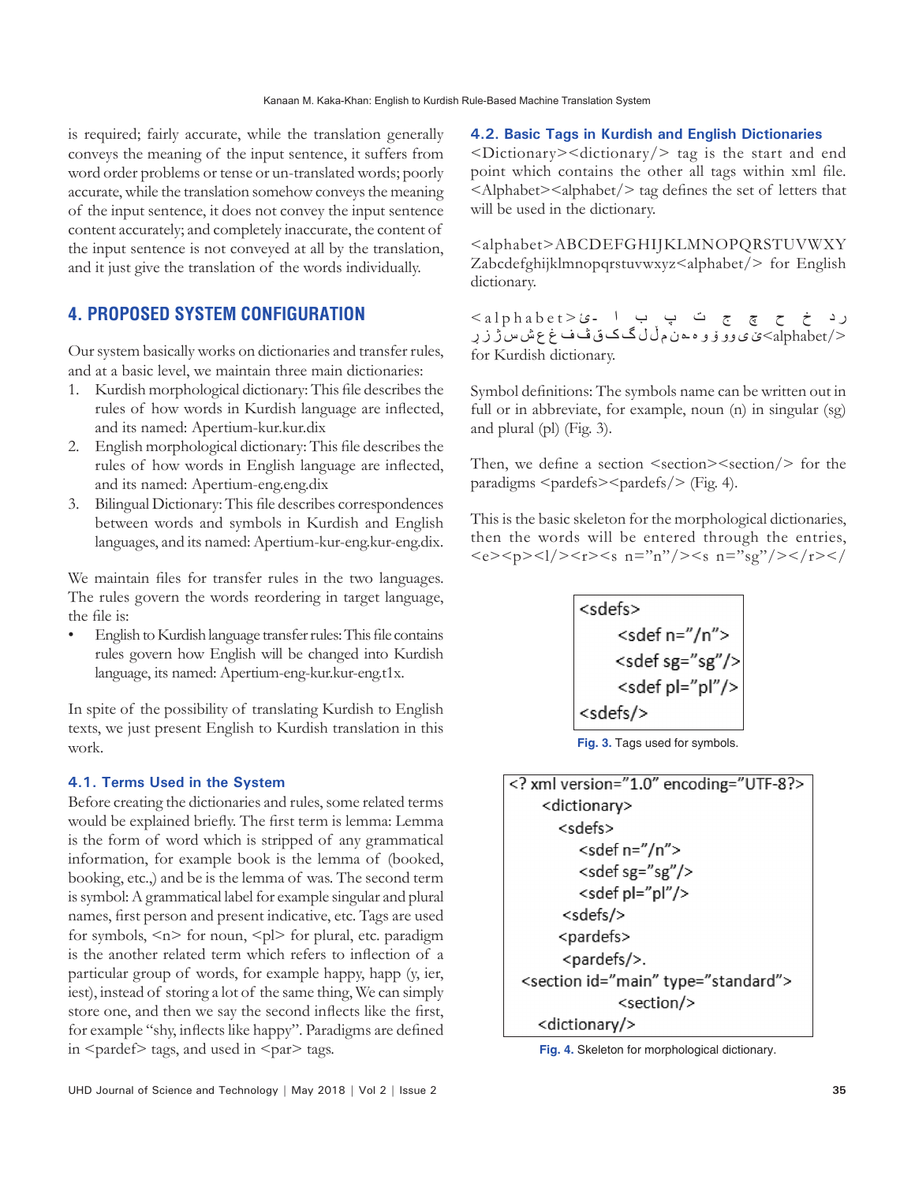is required; fairly accurate, while the translation generally conveys the meaning of the input sentence, it suffers from word order problems or tense or un-translated words; poorly accurate, while the translation somehow conveys the meaning of the input sentence, it does not convey the input sentence content accurately; and completely inaccurate, the content of the input sentence is not conveyed at all by the translation, and it just give the translation of the words individually.

## 4. PROPOSED SYSTEM CONFIGURATION

Our system basically works on dictionaries and transfer rules, and at a basic level, we maintain three main dictionaries:

1. Kurdish morphological dictionary: This file describes the rules of how words in Kurdish language are inflected, and its named: Apertium-kur.kur.dix
2. English morphological dictionary: This file describes the rules of how words in English language are inflected, and its named: Apertium-eng.eng.dix
3. Bilingual Dictionary: This file describes correspondences between words and symbols in Kurdish and English languages, and its named: Apertium-kur-eng.kur-eng.dix.

We maintain files for transfer rules in the two languages. The rules govern the words reordering in target language, the file is:

- English to Kurdish language transfer rules: This file contains rules govern how English will be changed into Kurdish language, its named: Apertium-eng-kur.kur-eng.t1x.

In spite of the possibility of translating Kurdish to English texts, we just present English to Kurdish translation in this work.

### 4.1. Terms Used in the System

Before creating the dictionaries and rules, some related terms would be explained briefly. The first term is lemma: Lemma is the form of word which is stripped of any grammatical information, for example book is the lemma of (booked, booking, etc.,) and be is the lemma of was. The second term is symbol: A grammatical label for example singular and plural names, first person and present indicative, etc. Tags are used for symbols, <n> for noun, <pl> for plural, etc. paradigm is the another related term which refers to inflection of a particular group of words, for example happy, happ (y, ier, iest), instead of storing a lot of the same thing, We can simply store one, and then we say the second inflects like the first, for example "shy, inflects like happy". Paradigms are defined in <pardef> tags, and used in <par> tags.

### 4.2. Basic Tags in Kurdish and English Dictionaries

<Dictionary><dictionary/> tag is the start and end point which contains the other all tags within xml file. <Alphabet><alphabet/> tag defines the set of letters that will be used in the dictionary.

<alphabet>ABCDEFGHIJKLMNOPQRSTUVWXY Zabcdefghijklmnopqrstuvwxyz<alphabet/> for English dictionary.

<alphabet>ئ- ا ب پ ت ج چ ح خ د ر ز ڕ ژ س ش ع غ ف ڤ ق ک گ ل ڵ م ن ه ە و ۆ وو ی ێ<alphabet/> for Kurdish dictionary.

Symbol definitions: The symbols name can be written out in full or in abbreviate, for example, noun (n) in singular (sg) and plural (pl) (Fig. 3).

Then, we define a section <section><section/> for the paradigms <pardefs><pardefs/> (Fig. 4).

This is the basic skeleton for the morphological dictionaries, then the words will be entered through the entries, <e><p><l/><r><s n="n"/><s n="sg"/></r></

```
<sdefs>
    <sdef n="/n">
    <sdef sg="sg"/>
    <sdef pl="pl"/>
<sdefs/>
```

**Fig. 3.** Tags used for symbols.

```
<? xml version="1.0" encoding="UTF-8?>
    <dictionary>
      <sdefs>
        <sdef n="/n">
        <sdef sg="sg"/>
        <sdef pl="pl"/>
      <sdefs/>
      <pardefs>
       <pardefs/>.
  <section id="main" type="standard">
               <section/>
    <dictionary/>
```

**Fig. 4.** Skeleton for morphological dictionary.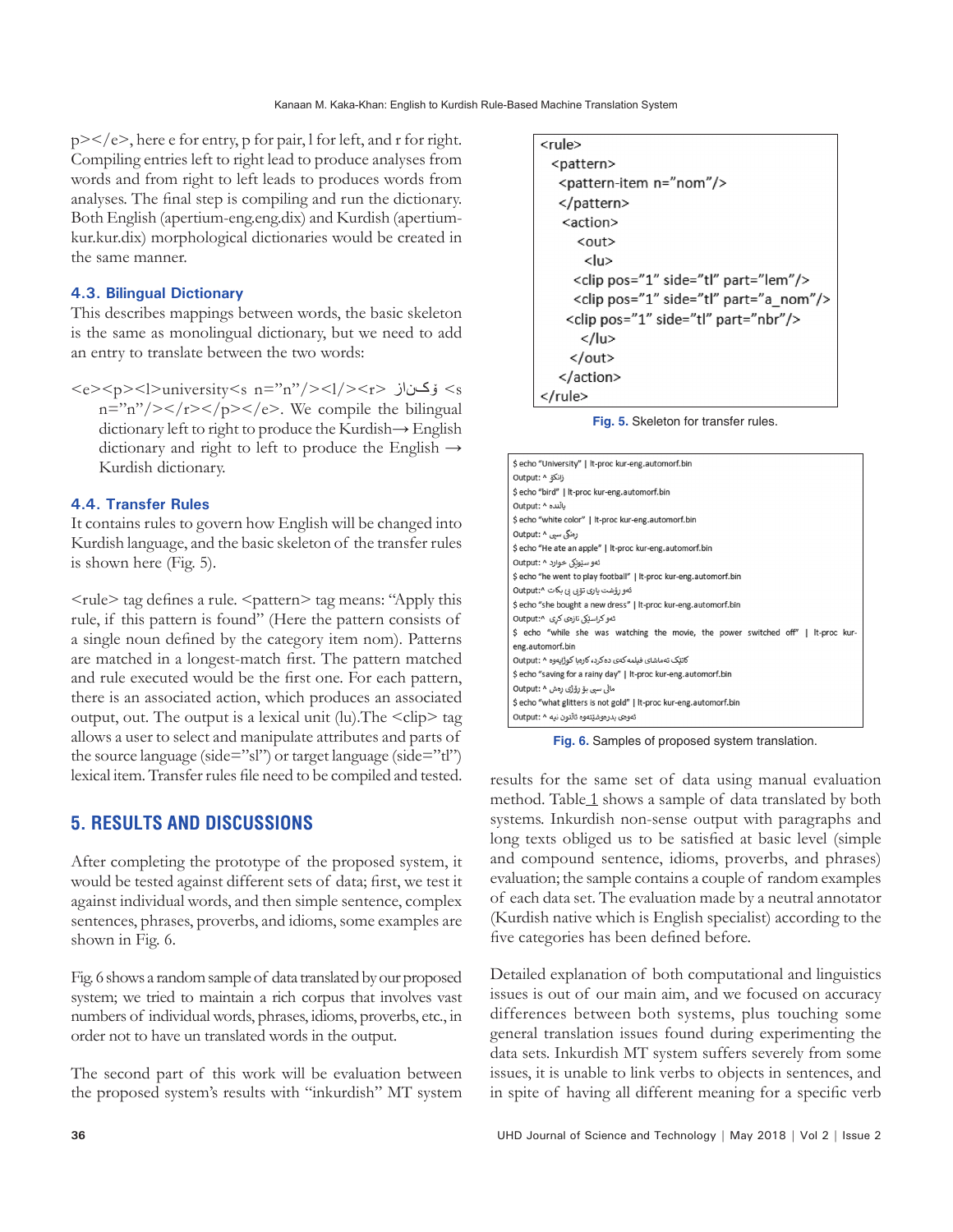p></e>, here e for entry, p for pair, l for left, and r for right. Compiling entries left to right lead to produce analyses from words and from right to left leads to produces words from analyses. The final step is compiling and run the dictionary. Both English (apertium-eng.eng.dix) and Kurdish (apertium-kur.kur.dix) morphological dictionaries would be created in the same manner.

### 4.3. Bilingual Dictionary

This describes mappings between words, the basic skeleton is the same as monolingual dictionary, but we need to add an entry to translate between the two words:

<e><p><l>university<s n="n"/></l><r> زانکۆ <s n="n"/></r></p></e>. We compile the bilingual dictionary left to right to produce the Kurdish→ English dictionary and right to left to produce the English → Kurdish dictionary.

### 4.4. Transfer Rules

It contains rules to govern how English will be changed into Kurdish language, and the basic skeleton of the transfer rules is shown here (Fig. 5).

```
<rule>
  <pattern>
    <pattern-item n="nom"/>
    </pattern>
    <action>
      <out>
        <lu>
       <clip pos="1" side="tl" part="lem"/>
       <clip pos="1" side="tl" part="a_nom"/>
     <clip pos="1" side="tl" part="nbr"/>
        </lu>
      </out>
    </action>
</rule>
```

**Fig. 5.** Skeleton for transfer rules.

<rule> tag defines a rule. <pattern> tag means: "Apply this rule, if this pattern is found" (Here the pattern consists of a single noun defined by the category item nom). Patterns are matched in a longest-match first. The pattern matched and rule executed would be the first one. For each pattern, there is an associated action, which produces an associated output, out. The output is a lexical unit (lu).The <clip> tag allows a user to select and manipulate attributes and parts of the source language (side="sl") or target language (side="tl") lexical item. Transfer rules file need to be compiled and tested.

```
$ echo "University" | lt-proc kur-eng.automorf.bin
Output: ^ زانکۆ
$ echo "bird" | lt-proc kur-eng.automorf.bin
Output: ^ باڵندە
$ echo "white color" | lt-proc kur-eng.automorf.bin
Output: ^ ڕەنگی سپی
$ echo "He ate an apple" | lt-proc kur-eng.automorf.bin
Output: ^ ئەو سێوێکی خوارد
$ echo "he went to play football" | lt-proc kur-eng.automorf.bin
Output:^ ئەو ڕۆشت یاری تۆپی پێ بکات
$ echo "she bought a new dress" | lt-proc kur-eng.automorf.bin
Output:^ ئەو کراسێکی تازەی کڕی
$ echo "while she was watching the movie, the power switched off" | lt-proc kur-eng.automorf.bin
Output: ^ کاتێک تەماشای فیلمەکەی دەکرد، کارەبا کوژایەوە
$ echo "saving for a rainy day" | lt-proc kur-eng.automorf.bin
Output: ^ ماڵی سپی بۆ ڕۆژی ڕەش
$ echo "what glitters is not gold" | lt-proc kur-eng.automorf.bin
Output: ^ ئەوەی بدرەوشێتەوە ئاڵتون نیە
```

**Fig. 6.** Samples of proposed system translation.

## 5. RESULTS AND DISCUSSIONS

After completing the prototype of the proposed system, it would be tested against different sets of data; first, we test it against individual words, and then simple sentence, complex sentences, phrases, proverbs, and idioms, some examples are shown in Fig. 6.

Fig. 6 shows a random sample of data translated by our proposed system; we tried to maintain a rich corpus that involves vast numbers of individual words, phrases, idioms, proverbs, etc., in order not to have un translated words in the output.

The second part of this work will be evaluation between the proposed system's results with "inkurdish" MT system results for the same set of data using manual evaluation method. Table 1 shows a sample of data translated by both systems. Inkurdish non-sense output with paragraphs and long texts obliged us to be satisfied at basic level (simple and compound sentence, idioms, proverbs, and phrases) evaluation; the sample contains a couple of random examples of each data set. The evaluation made by a neutral annotator (Kurdish native which is English specialist) according to the five categories has been defined before.

Detailed explanation of both computational and linguistics issues is out of our main aim, and we focused on accuracy differences between both systems, plus touching some general translation issues found during experimenting the data sets. Inkurdish MT system suffers severely from some issues, it is unable to link verbs to objects in sentences, and in spite of having all different meaning for a specific verb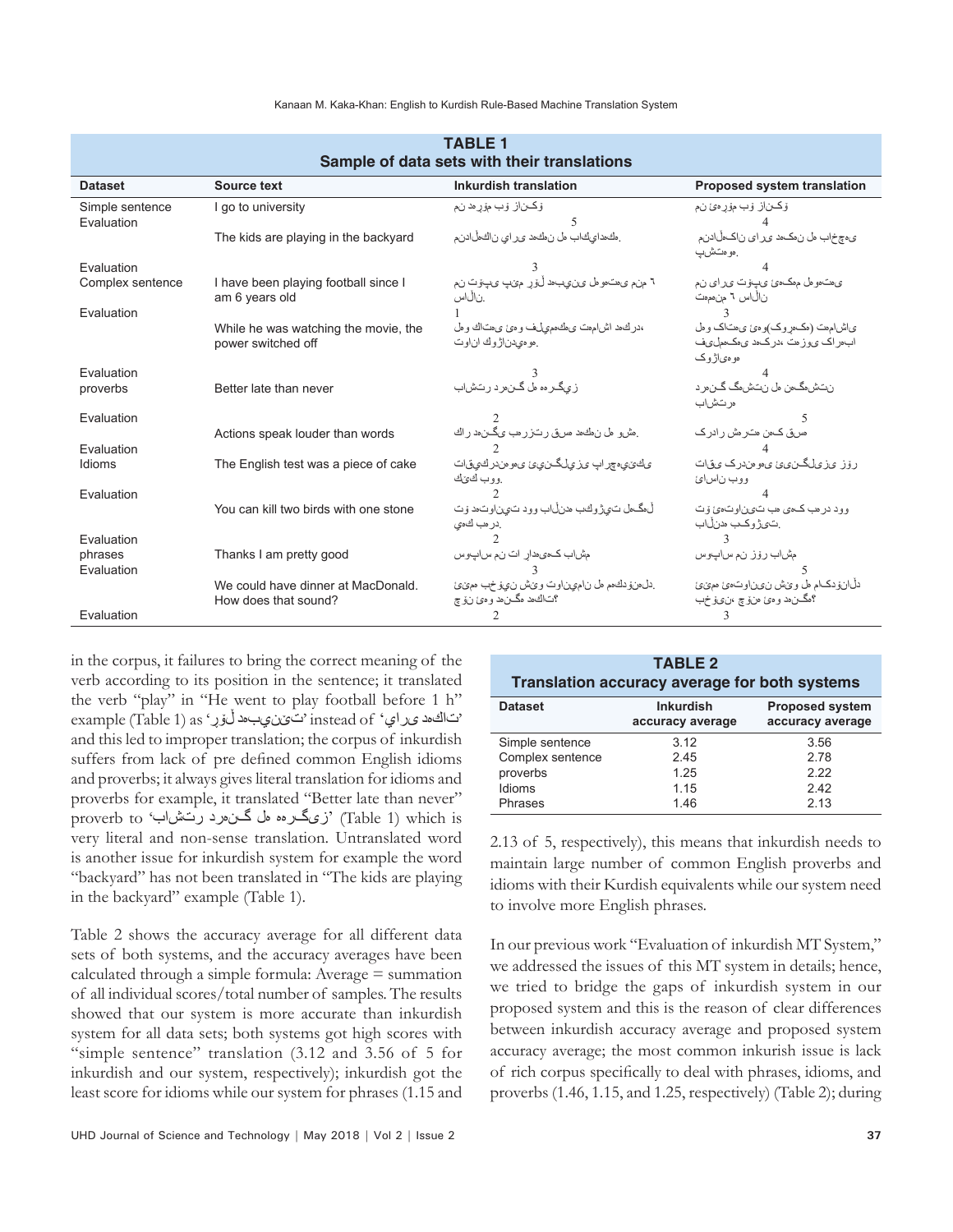**TABLE 1**
**Sample of data sets with their translations**

| Dataset | Source text | Inkurdish translation | Proposed system translation |
|---|---|---|---|
| Simple sentence | I go to university | من دەڕۆم بۆ زانكۆ | من ئەڕۆم بۆ زانکۆ |
| Evaluation | | 5 | 4 |
| | The kids are playing in the backyard | منداڵەكان یاری دەكەن لە باكیاردەكە. | منداڵەکان یاری دەکەن لە خاچەی پشتەوە. |
| Evaluation | | 3 | 4 |
| Complex sentence | I have been playing football since I am 6 years old | من تۆپی پێ ڕۆژ دەبینی لەوەتەی من ٦ ساڵان. | من یاری تۆپی پێ دەکەم لەوەتەی تەمەنم ٦ ساڵان |
| Evaluation | | 1 | 3 |
| | While he was watching the movie, the power switched off | لەو كاتەی ئەو فیلمەكەی تەماشا دەكرد، كوژاندرایەوە. | لەو کاتەی ئەو(کوڕەکە) تەماشای فیلمەکەی دەکرد، تەزووی کارەبا کوژاوە |
| Evaluation | | 3 | 4 |
| proverbs | Better late than never | باشتر درەنگ لە هەرگیز | باشترە درەنگ گەیشتن لە نەگەیشتن |
| Evaluation | | 2 | 5 |
| | Actions speak louder than words | كار دەنگی بەرزتر قسە دەكەن لە وشە. | کردار شەرمن کەمن قسە |
| Evaluation | | 2 | 4 |
| Idioms | The English test was a piece of cake | تاقیكردنەوەی ئینگلیزییەكە پارچەیەكی كێك بوو. | تاقیکردنەوەی ئینگلیزی زۆر ئاسان بوو |
| Evaluation | | 2 | 4 |
| | You can kill two birds with one stone | تۆ دەتوانیت دوو باڵندە بكوژیت لەگەڵ یەك بەرد. | تۆ دەتوانیت بە یەک بەرد دوو باڵندە بکوژیت. |
| Evaluation | | 2 | 3 |
| phrases | Thanks I am pretty good | سوپاس من تا رادەیەک باشم | سوپاس من زۆر باشم |
| Evaluation | | 3 | 5 |
| | We could have dinner at MacDonald. How does that sound? | ئێمە دەتوانین خواردنی ئێوارە بخۆین لە مەكدۆنالد. چۆن ئەوە دەنگ دەكات؟ | ئێمە دەتوانین نانی شێو لە ماکدۆناڵد بخۆین، چۆن ئەوە دەنگە؟ |
| Evaluation | | 2 | 3 |

in the corpus, it failures to bring the correct meaning of the verb according to its position in the sentence; it translated the verb "play" in "He went to play football before 1 h" example (Table 1) as 'ڕۆژ دەبینێت' instead of 'یاری دەكات' and this led to improper translation; the corpus of inkurdish suffers from lack of pre defined common English idioms and proverbs; it always gives literal translation for idioms and proverbs for example, it translated "Better late than never" proverb to 'باشتر درەنگ لە هەرگیز' (Table 1) which is very literal and non-sense translation. Untranslated word is another issue for inkurdish system for example the word "backyard" has not been translated in "The kids are playing in the backyard" example (Table 1).

Table 2 shows the accuracy average for all different data sets of both systems, and the accuracy averages have been calculated through a simple formula: Average = summation of all individual scores/total number of samples. The results showed that our system is more accurate than inkurdish system for all data sets; both systems got high scores with "simple sentence" translation (3.12 and 3.56 of 5 for inkurdish and our system, respectively); inkurdish got the least score for idioms while our system for phrases (1.15 and 2.13 of 5, respectively), this means that inkurdish needs to maintain large number of common English proverbs and idioms with their Kurdish equivalents while our system need to involve more English phrases.

**TABLE 2**
**Translation accuracy average for both systems**

| Dataset | Inkurdish accuracy average | Proposed system accuracy average |
|---|---|---|
| Simple sentence | 3.12 | 3.56 |
| Complex sentence | 2.45 | 2.78 |
| proverbs | 1.25 | 2.22 |
| Idioms | 1.15 | 2.42 |
| Phrases | 1.46 | 2.13 |

In our previous work "Evaluation of inkurdish MT System," we addressed the issues of this MT system in details; hence, we tried to bridge the gaps of inkurdish system in our proposed system and this is the reason of clear differences between inkurdish accuracy average and proposed system accuracy average; the most common inkurish issue is lack of rich corpus specifically to deal with phrases, idioms, and proverbs (1.46, 1.15, and 1.25, respectively) (Table 2); during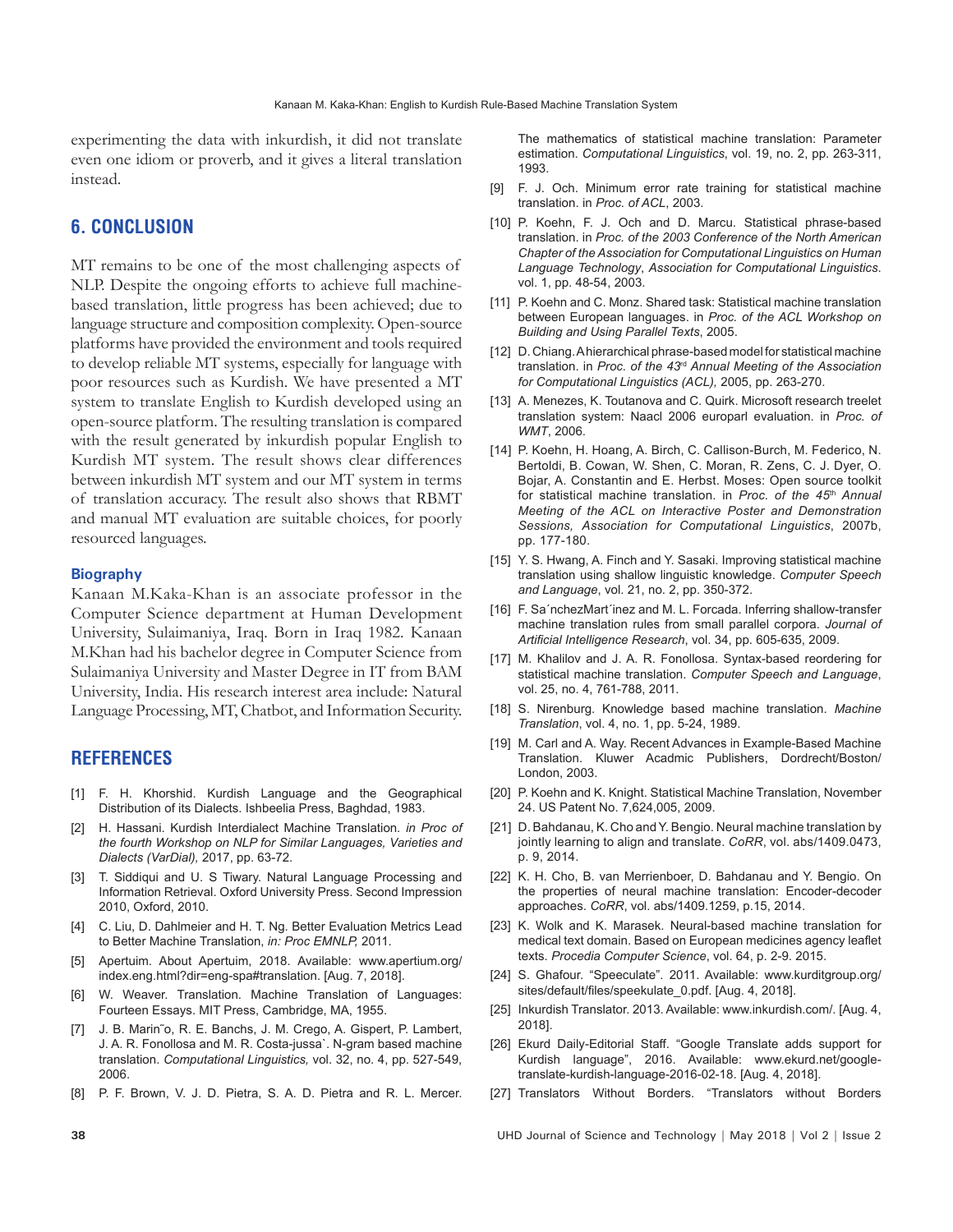experimenting the data with inkurdish, it did not translate even one idiom or proverb, and it gives a literal translation instead.

## 6. CONCLUSION

MT remains to be one of the most challenging aspects of NLP. Despite the ongoing efforts to achieve full machine-based translation, little progress has been achieved; due to language structure and composition complexity. Open-source platforms have provided the environment and tools required to develop reliable MT systems, especially for language with poor resources such as Kurdish. We have presented a MT system to translate English to Kurdish developed using an open-source platform. The resulting translation is compared with the result generated by inkurdish popular English to Kurdish MT system. The result shows clear differences between inkurdish MT system and our MT system in terms of translation accuracy. The result also shows that RBMT and manual MT evaluation are suitable choices, for poorly resourced languages.

### Biography

Kanaan M.Kaka-Khan is an associate professor in the Computer Science department at Human Development University, Sulaimaniya, Iraq. Born in Iraq 1982. Kanaan M.Khan had his bachelor degree in Computer Science from Sulaimaniya University and Master Degree in IT from BAM University, India. His research interest area include: Natural Language Processing, MT, Chatbot, and Information Security.

## REFERENCES

[1] F. H. Khorshid. Kurdish Language and the Geographical Distribution of its Dialects. Ishbeelia Press, Baghdad, 1983.

[2] H. Hassani. Kurdish Interdialect Machine Translation. *in Proc of the fourth Workshop on NLP for Similar Languages, Varieties and Dialects (VarDial),* 2017, pp. 63-72.

[3] T. Siddiqui and U. S Tiwary. Natural Language Processing and Information Retrieval. Oxford University Press. Second Impression 2010, Oxford, 2010.

[4] C. Liu, D. Dahlmeier and H. T. Ng. Better Evaluation Metrics Lead to Better Machine Translation, *in: Proc EMNLP,* 2011.

[5] Apertuim. About Apertuim, 2018. Available: www.apertium.org/index.eng.html?dir=eng-spa#translation. [Aug. 7, 2018].

[6] W. Weaver. Translation. Machine Translation of Languages: Fourteen Essays. MIT Press, Cambridge, MA, 1955.

[7] J. B. Marin˜o, R. E. Banchs, J. M. Crego, A. Gispert, P. Lambert, J. A. R. Fonollosa and M. R. Costa-jussa`. N-gram based machine translation. *Computational Linguistics,* vol. 32, no. 4, pp. 527-549, 2006.

[8] P. F. Brown, V. J. D. Pietra, S. A. D. Pietra and R. L. Mercer. The mathematics of statistical machine translation: Parameter estimation. *Computational Linguistics*, vol. 19, no. 2, pp. 263-311, 1993.

[9] F. J. Och. Minimum error rate training for statistical machine translation. in *Proc. of ACL*, 2003.

[10] P. Koehn, F. J. Och and D. Marcu. Statistical phrase-based translation. in *Proc. of the 2003 Conference of the North American Chapter of the Association for Computational Linguistics on Human Language Technology*, *Association for Computational Linguistics*. vol. 1, pp. 48-54, 2003.

[11] P. Koehn and C. Monz. Shared task: Statistical machine translation between European languages. in *Proc. of the ACL Workshop on Building and Using Parallel Texts*, 2005.

[12] D. Chiang. A hierarchical phrase-based model for statistical machine translation. in *Proc. of the 43rd Annual Meeting of the Association for Computational Linguistics (ACL),* 2005, pp. 263-270.

[13] A. Menezes, K. Toutanova and C. Quirk. Microsoft research treelet translation system: Naacl 2006 europarl evaluation. in *Proc. of WMT*, 2006.

[14] P. Koehn, H. Hoang, A. Birch, C. Callison-Burch, M. Federico, N. Bertoldi, B. Cowan, W. Shen, C. Moran, R. Zens, C. J. Dyer, O. Bojar, A. Constantin and E. Herbst. Moses: Open source toolkit for statistical machine translation. in *Proc. of the 45th Annual Meeting of the ACL on Interactive Poster and Demonstration Sessions, Association for Computational Linguistics*, 2007b, pp. 177-180.

[15] Y. S. Hwang, A. Finch and Y. Sasaki. Improving statistical machine translation using shallow linguistic knowledge. *Computer Speech and Language*, vol. 21, no. 2, pp. 350-372.

[16] F. Sa´nchezMart´inez and M. L. Forcada. Inferring shallow-transfer machine translation rules from small parallel corpora. *Journal of Artificial Intelligence Research*, vol. 34, pp. 605-635, 2009.

[17] M. Khalilov and J. A. R. Fonollosa. Syntax-based reordering for statistical machine translation. *Computer Speech and Language*, vol. 25, no. 4, 761-788, 2011.

[18] S. Nirenburg. Knowledge based machine translation. *Machine Translation*, vol. 4, no. 1, pp. 5-24, 1989.

[19] M. Carl and A. Way. Recent Advances in Example-Based Machine Translation. Kluwer Acadmic Publishers, Dordrecht/Boston/London, 2003.

[20] P. Koehn and K. Knight. Statistical Machine Translation, November 24. US Patent No. 7,624,005, 2009.

[21] D. Bahdanau, K. Cho and Y. Bengio. Neural machine translation by jointly learning to align and translate. *CoRR*, vol. abs/1409.0473, p. 9, 2014.

[22] K. H. Cho, B. van Merrienboer, D. Bahdanau and Y. Bengio. On the properties of neural machine translation: Encoder-decoder approaches. *CoRR*, vol. abs/1409.1259, p.15, 2014.

[23] K. Wolk and K. Marasek. Neural-based machine translation for medical text domain. Based on European medicines agency leaflet texts. *Procedia Computer Science*, vol. 64, p. 2-9. 2015.

[24] S. Ghafour. "Speeculate". 2011. Available: www.kurditgroup.org/sites/default/files/speekulate_0.pdf. [Aug. 4, 2018].

[25] Inkurdish Translator. 2013. Available: www.inkurdish.com/. [Aug. 4, 2018].

[26] Ekurd Daily-Editorial Staff. "Google Translate adds support for Kurdish language", 2016. Available: www.ekurd.net/google-translate-kurdish-language-2016-02-18. [Aug. 4, 2018].

[27] Translators Without Borders. "Translators without Borders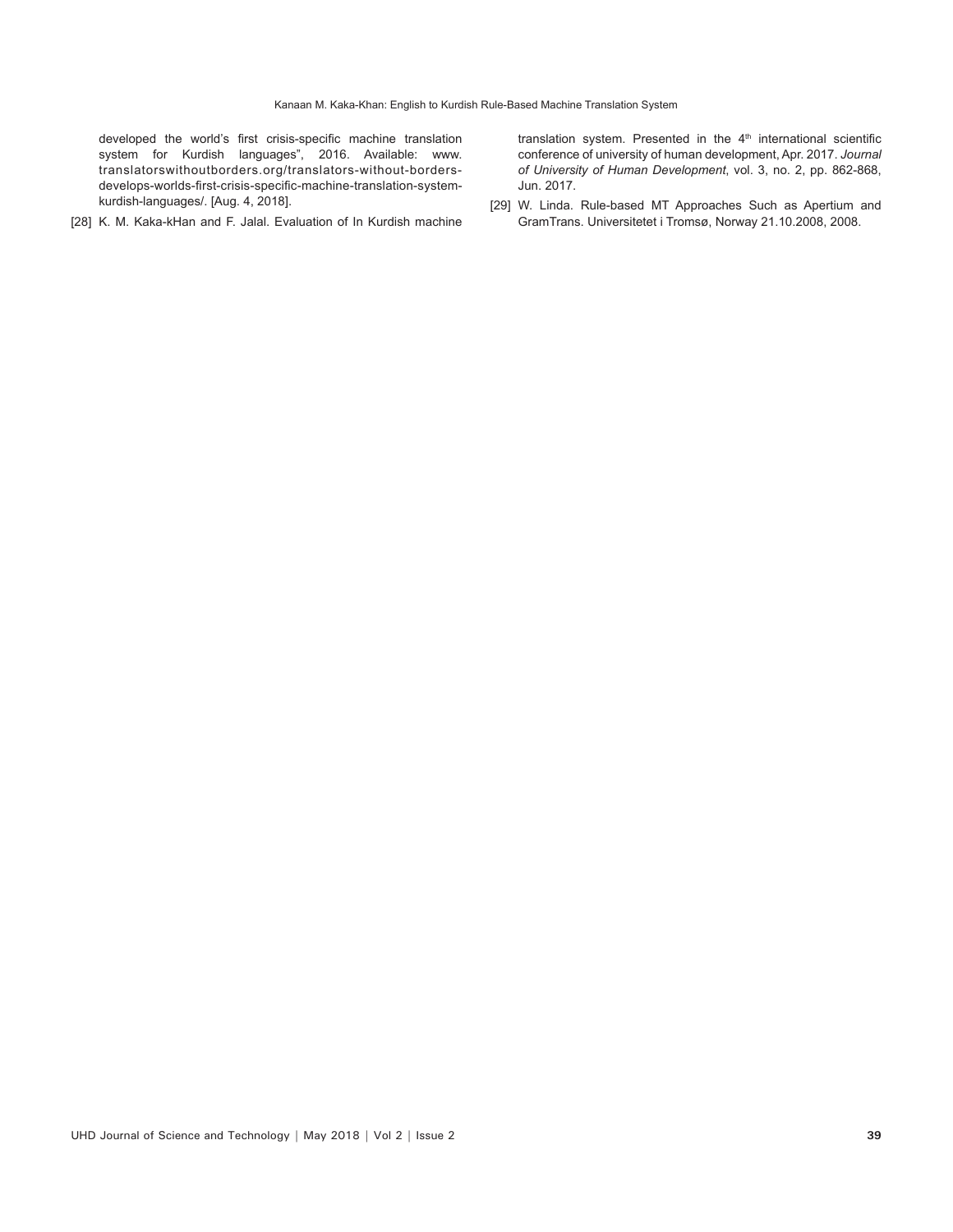developed the world's first crisis-specific machine translation system for Kurdish languages", 2016. Available: www.translatorswithoutborders.org/translators-without-borders-develops-worlds-first-crisis-specific-machine-translation-system-kurdish-languages/. [Aug. 4, 2018].

[28] K. M. Kaka-kHan and F. Jalal. Evaluation of In Kurdish machine translation system. Presented in the 4th international scientific conference of university of human development, Apr. 2017. *Journal of University of Human Development*, vol. 3, no. 2, pp. 862-868, Jun. 2017.

[29] W. Linda. Rule-based MT Approaches Such as Apertium and GramTrans. Universitetet i Tromsø, Norway 21.10.2008, 2008.